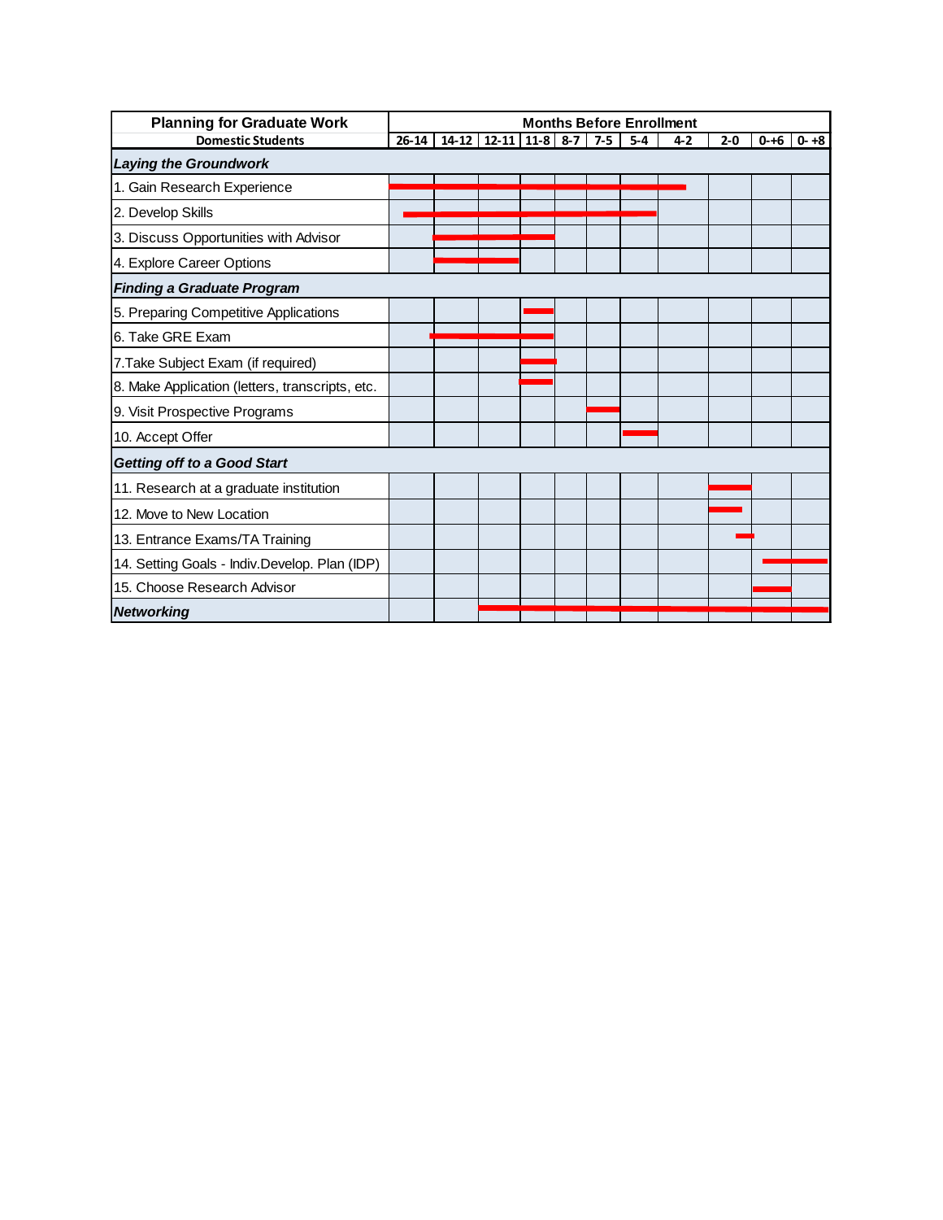| Planning for Graduate Work | Months Before Enrollment | | | | | | | | | | |
|---|---|---|---|---|---|---|---|---|---|---|---|
| Domestic Students | 26-14 | 14-12 | 12-11 | 11-8 | 8-7 | 7-5 | 5-4 | 4-2 | 2-0 | 0-+6 | 0- +8 |
| ***Laying the Groundwork*** | | | | | | | | | | | |
| 1. Gain Research Experience | X | X | X | X | X | X | X | X | | | |
| 2. Develop Skills | X | X | X | X | X | X | X | | | | |
| 3. Discuss Opportunities with Advisor | | X | X | X | | | | | | | |
| 4. Explore Career Options | | X | X | | | | | | | | |
| ***Finding a Graduate Program*** | | | | | | | | | | | |
| 5. Preparing Competitive Applications | | | | X | | | | | | | |
| 6. Take GRE Exam | | X | X | X | | | | | | | |
| 7.Take Subject Exam (if required) | | | | X | | | | | | | |
| 8. Make Application (letters, transcripts, etc. | | | | X | | | | | | | |
| 9. Visit Prospective Programs | | | | | | X | | | | | |
| 10. Accept Offer | | | | | | | X | | | | |
| ***Getting off to a Good Start*** | | | | | | | | | | | |
| 11. Research at a graduate institution | | | | | | | | | X | | |
| 12. Move to New Location | | | | | | | | | X | | |
| 13. Entrance Exams/TA Training | | | | | | | | | X | | |
| 14. Setting Goals - Indiv.Develop. Plan (IDP) | | | | | | | | | | X | X |
| 15. Choose Research Advisor | | | | | | | | | | X | |
| ***Networking*** | | | X | X | X | X | X | X | X | X | X |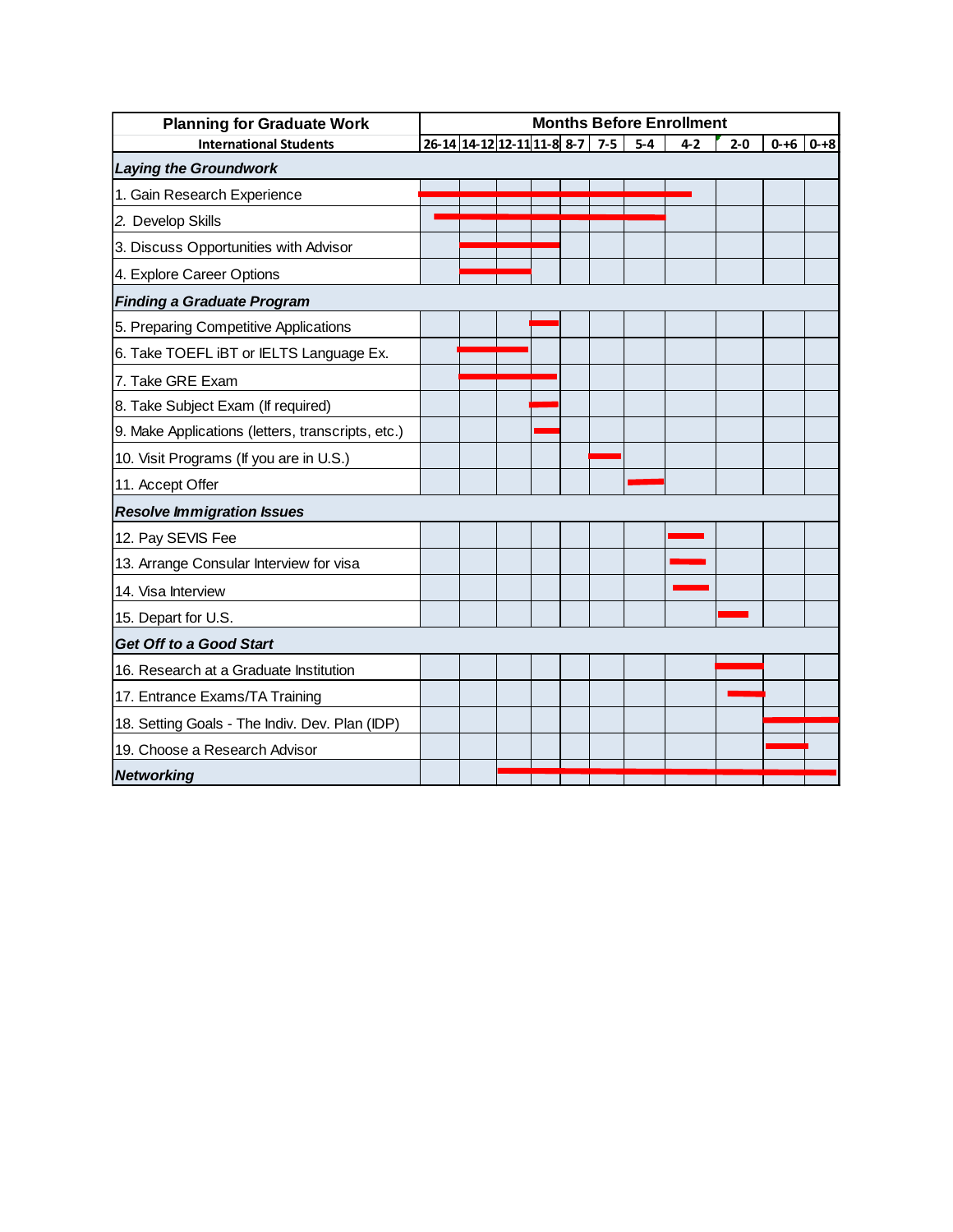Planning for Graduate Work

International Students

Months Before Enrollment

26-14
14-12
12-11
11-8
8-7
7-5
5-4
4-2
2-0
0-+6
0-+8

*Laying the Groundwork*

1. Gain Research Experience
2. Develop Skills
3. Discuss Opportunities with Advisor
4. Explore Career Options

*Finding a Graduate Program*

5. Preparing Competitive Applications
6. Take TOEFL iBT or IELTS Language Ex.
7. Take GRE Exam
8. Take Subject Exam (If required)
9. Make Applications (letters, transcripts, etc.)
10. Visit Programs (If you are in U.S.)
11. Accept Offer

*Resolve Immigration Issues*

12. Pay SEVIS Fee
13. Arrange Consular Interview for visa
14. Visa Interview
15. Depart for U.S.

*Get Off to a Good Start*

16. Research at a Graduate Institution
17. Entrance Exams/TA Training
18. Setting Goals - The Indiv. Dev. Plan (IDP)
19. Choose a Research Advisor

*Networking*